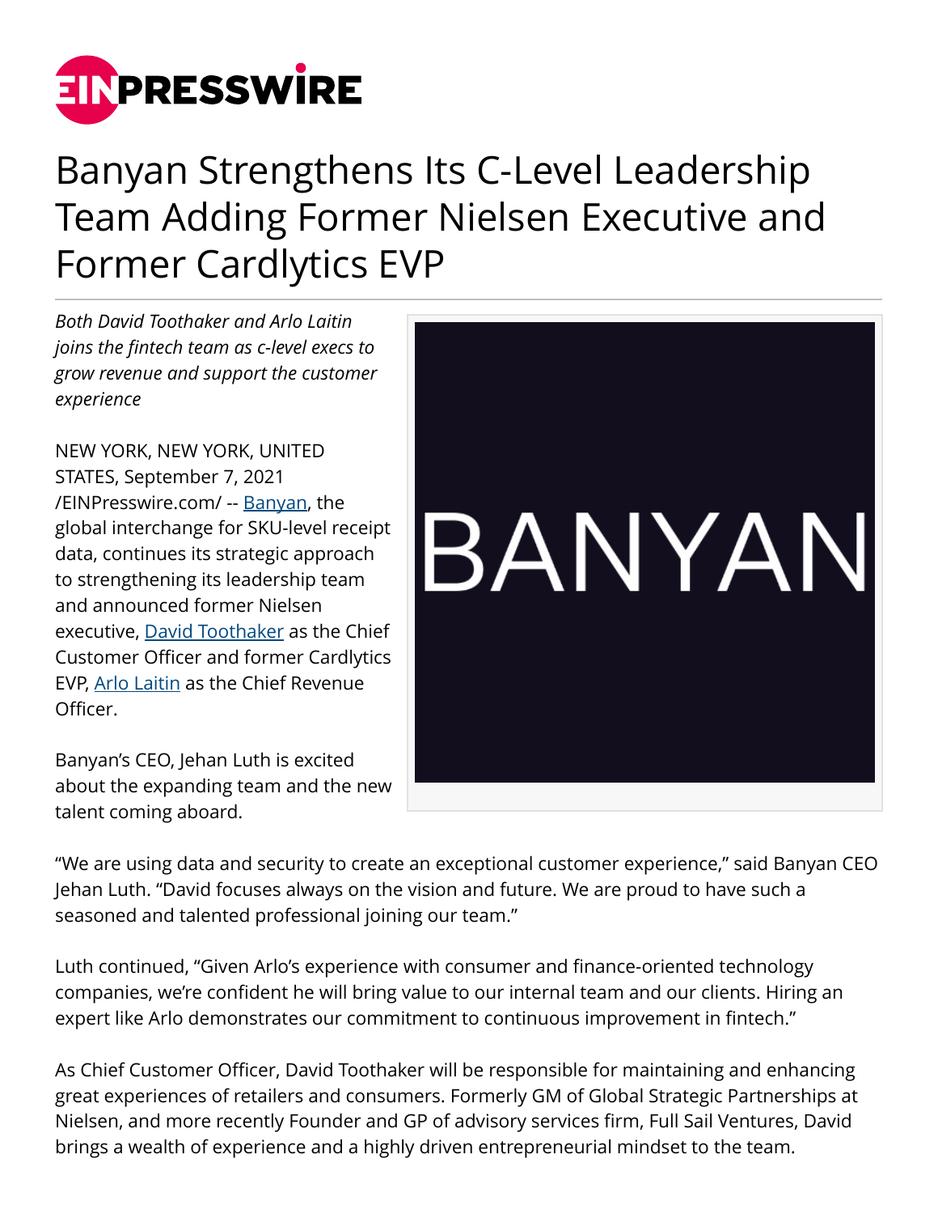# Banyan Strengthens Its C-Level Leadership Team Adding Former Nielsen Executive and Former Cardlytics EVP

*Both David Toothaker and Arlo Laitin joins the fintech team as c-level execs to grow revenue and support the customer experience*

NEW YORK, NEW YORK, UNITED STATES, September 7, 2021 /EINPresswire.com/ -- Banyan, the global interchange for SKU-level receipt data, continues its strategic approach to strengthening its leadership team and announced former Nielsen executive, David Toothaker as the Chief Customer Officer and former Cardlytics EVP, Arlo Laitin as the Chief Revenue Officer.

Banyan's CEO, Jehan Luth is excited about the expanding team and the new talent coming aboard.

"We are using data and security to create an exceptional customer experience," said Banyan CEO Jehan Luth. "David focuses always on the vision and future. We are proud to have such a seasoned and talented professional joining our team."

Luth continued, "Given Arlo's experience with consumer and finance-oriented technology companies, we're confident he will bring value to our internal team and our clients. Hiring an expert like Arlo demonstrates our commitment to continuous improvement in fintech."

As Chief Customer Officer, David Toothaker will be responsible for maintaining and enhancing great experiences of retailers and consumers. Formerly GM of Global Strategic Partnerships at Nielsen, and more recently Founder and GP of advisory services firm, Full Sail Ventures, David brings a wealth of experience and a highly driven entrepreneurial mindset to the team.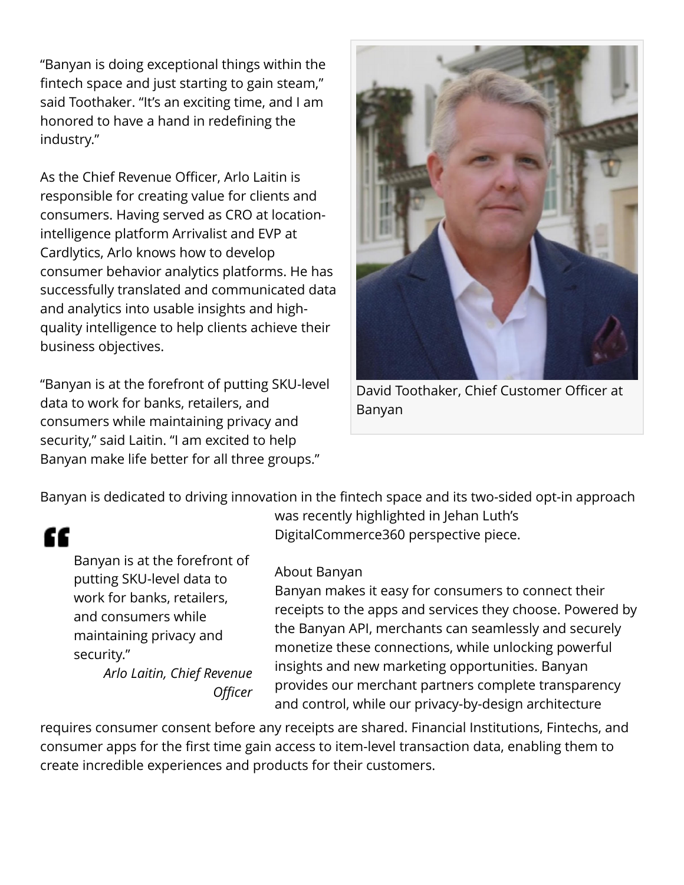"Banyan is doing exceptional things within the fintech space and just starting to gain steam," said Toothaker. "It's an exciting time, and I am honored to have a hand in redefining the industry."

As the Chief Revenue Officer, Arlo Laitin is responsible for creating value for clients and consumers. Having served as CRO at location-intelligence platform Arrivalist and EVP at Cardlytics, Arlo knows how to develop consumer behavior analytics platforms. He has successfully translated and communicated data and analytics into usable insights and high-quality intelligence to help clients achieve their business objectives.

"Banyan is at the forefront of putting SKU-level data to work for banks, retailers, and consumers while maintaining privacy and security," said Laitin. "I am excited to help Banyan make life better for all three groups."

David Toothaker, Chief Customer Officer at Banyan

Banyan is dedicated to driving innovation in the fintech space and its two-sided opt-in approach was recently highlighted in Jehan Luth's DigitalCommerce360 perspective piece.

> Banyan is at the forefront of putting SKU-level data to work for banks, retailers, and consumers while maintaining privacy and security."
>
> *Arlo Laitin, Chief Revenue Officer*

About Banyan
Banyan makes it easy for consumers to connect their receipts to the apps and services they choose. Powered by the Banyan API, merchants can seamlessly and securely monetize these connections, while unlocking powerful insights and new marketing opportunities. Banyan provides our merchant partners complete transparency and control, while our privacy-by-design architecture requires consumer consent before any receipts are shared. Financial Institutions, Fintechs, and consumer apps for the first time gain access to item-level transaction data, enabling them to create incredible experiences and products for their customers.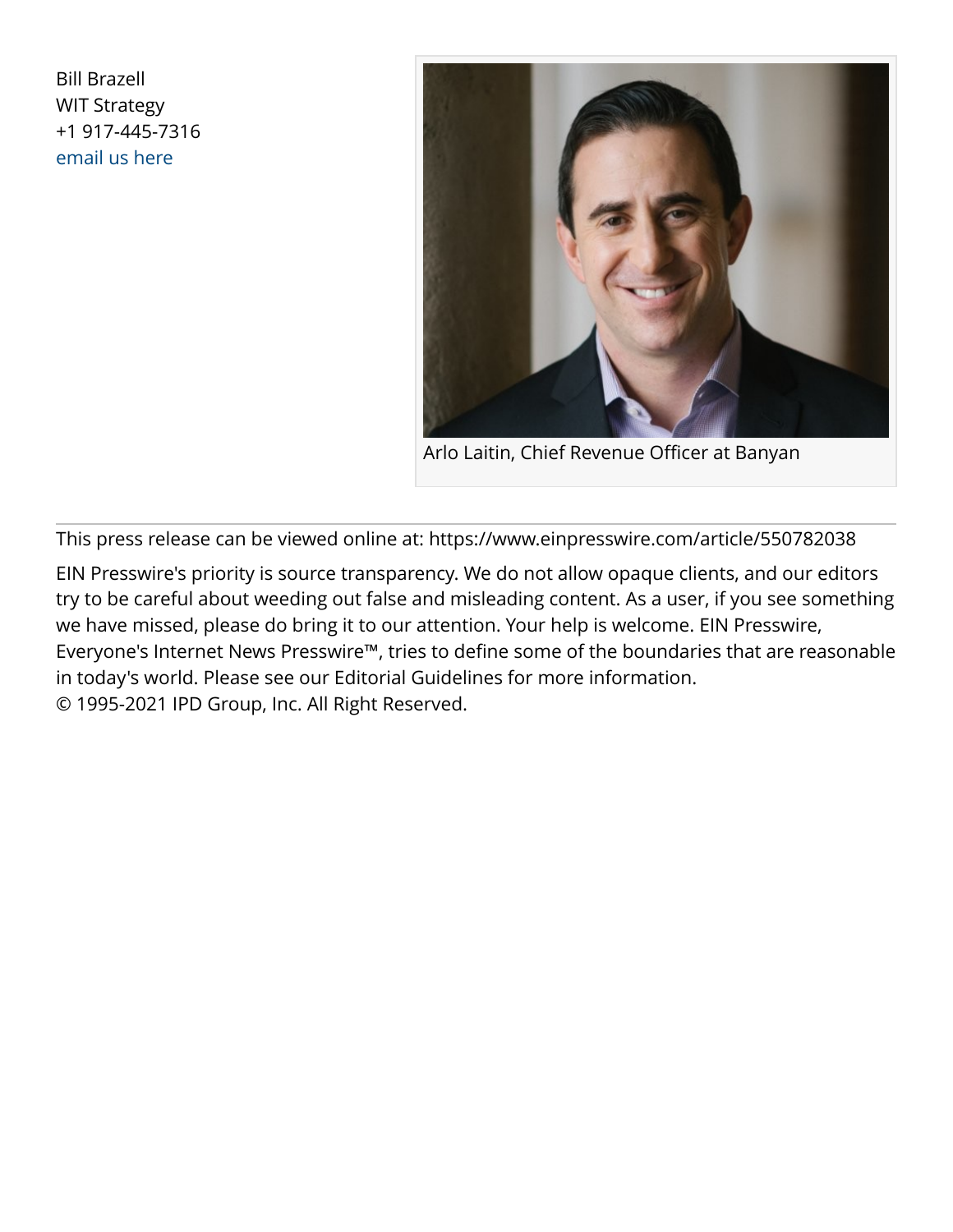Bill Brazell
WIT Strategy
+1 917-445-7316
email us here

Arlo Laitin, Chief Revenue Officer at Banyan

---

This press release can be viewed online at: https://www.einpresswire.com/article/550782038

EIN Presswire's priority is source transparency. We do not allow opaque clients, and our editors try to be careful about weeding out false and misleading content. As a user, if you see something we have missed, please do bring it to our attention. Your help is welcome. EIN Presswire, Everyone's Internet News Presswire™, tries to define some of the boundaries that are reasonable in today's world. Please see our Editorial Guidelines for more information.
© 1995-2021 IPD Group, Inc. All Right Reserved.